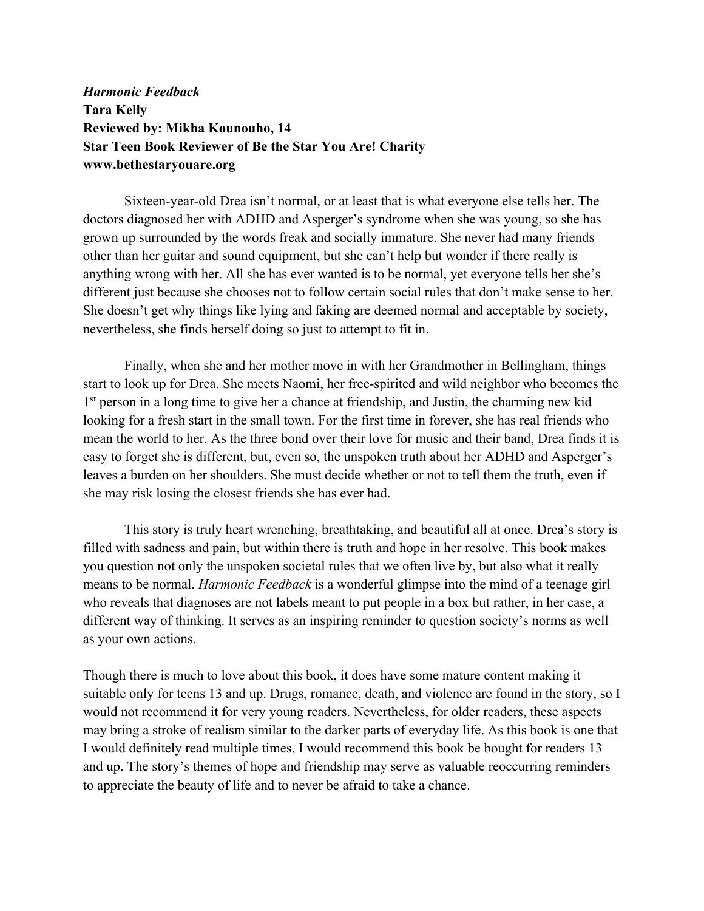***Harmonic Feedback***
**Tara Kelly**
**Reviewed by: Mikha Kounouho, 14**
**Star Teen Book Reviewer of Be the Star You Are! Charity**
**www.bethestaryouare.org**

Sixteen-year-old Drea isn't normal, or at least that is what everyone else tells her. The doctors diagnosed her with ADHD and Asperger's syndrome when she was young, so she has grown up surrounded by the words freak and socially immature. She never had many friends other than her guitar and sound equipment, but she can't help but wonder if there really is anything wrong with her. All she has ever wanted is to be normal, yet everyone tells her she's different just because she chooses not to follow certain social rules that don't make sense to her. She doesn't get why things like lying and faking are deemed normal and acceptable by society, nevertheless, she finds herself doing so just to attempt to fit in.

Finally, when she and her mother move in with her Grandmother in Bellingham, things start to look up for Drea. She meets Naomi, her free-spirited and wild neighbor who becomes the 1st person in a long time to give her a chance at friendship, and Justin, the charming new kid looking for a fresh start in the small town. For the first time in forever, she has real friends who mean the world to her. As the three bond over their love for music and their band, Drea finds it is easy to forget she is different, but, even so, the unspoken truth about her ADHD and Asperger's leaves a burden on her shoulders. She must decide whether or not to tell them the truth, even if she may risk losing the closest friends she has ever had.

This story is truly heart wrenching, breathtaking, and beautiful all at once. Drea's story is filled with sadness and pain, but within there is truth and hope in her resolve. This book makes you question not only the unspoken societal rules that we often live by, but also what it really means to be normal. *Harmonic Feedback* is a wonderful glimpse into the mind of a teenage girl who reveals that diagnoses are not labels meant to put people in a box but rather, in her case, a different way of thinking. It serves as an inspiring reminder to question society's norms as well as your own actions.

Though there is much to love about this book, it does have some mature content making it suitable only for teens 13 and up. Drugs, romance, death, and violence are found in the story, so I would not recommend it for very young readers. Nevertheless, for older readers, these aspects may bring a stroke of realism similar to the darker parts of everyday life. As this book is one that I would definitely read multiple times, I would recommend this book be bought for readers 13 and up. The story's themes of hope and friendship may serve as valuable reoccurring reminders to appreciate the beauty of life and to never be afraid to take a chance.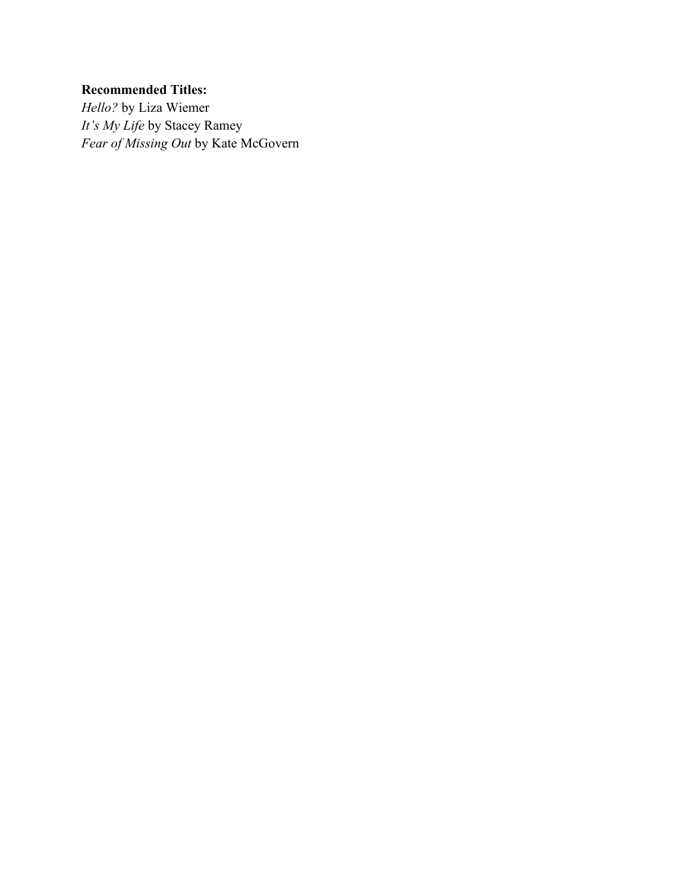**Recommended Titles:**
*Hello?* by Liza Wiemer
*It's My Life* by Stacey Ramey
*Fear of Missing Out* by Kate McGovern